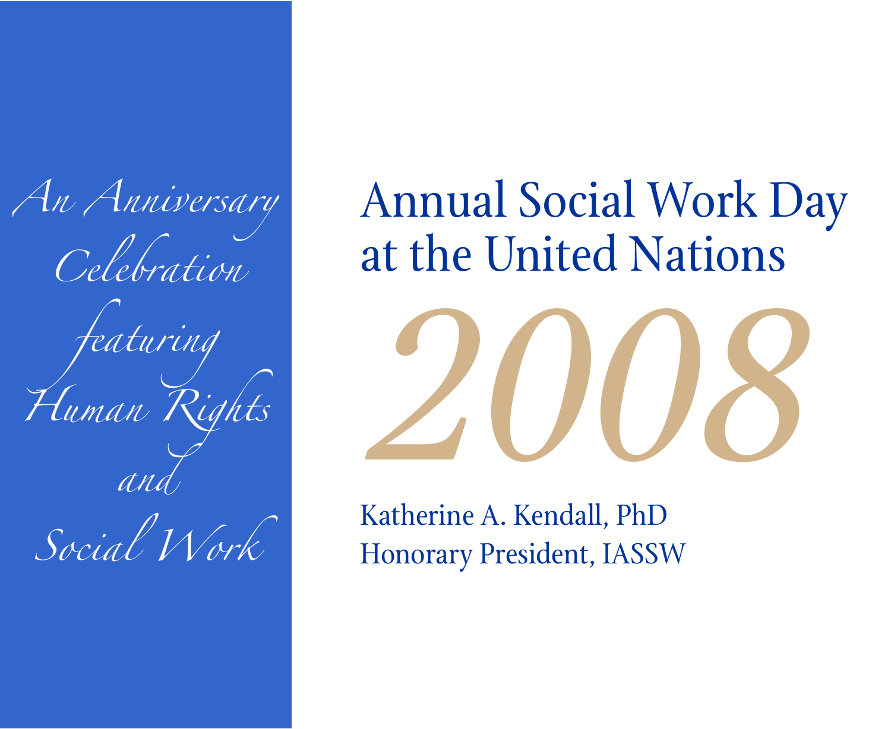*An Anniversary Celebration featuring Human Rights and Social Work*

# Annual Social Work Day at the United Nations

# 2008

Katherine A. Kendall, PhD
Honorary President, IASSW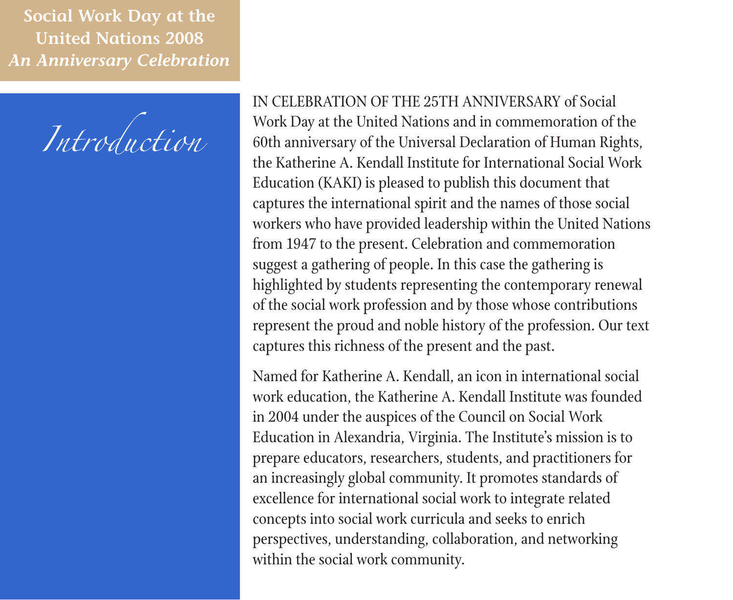# Introduction

IN CELEBRATION OF THE 25TH ANNIVERSARY of Social Work Day at the United Nations and in commemoration of the 60th anniversary of the Universal Declaration of Human Rights, the Katherine A. Kendall Institute for International Social Work Education (KAKI) is pleased to publish this document that captures the international spirit and the names of those social workers who have provided leadership within the United Nations from 1947 to the present. Celebration and commemoration suggest a gathering of people. In this case the gathering is highlighted by students representing the contemporary renewal of the social work profession and by those whose contributions represent the proud and noble history of the profession. Our text captures this richness of the present and the past.

Named for Katherine A. Kendall, an icon in international social work education, the Katherine A. Kendall Institute was founded in 2004 under the auspices of the Council on Social Work Education in Alexandria, Virginia. The Institute's mission is to prepare educators, researchers, students, and practitioners for an increasingly global community. It promotes standards of excellence for international social work to integrate related concepts into social work curricula and seeks to enrich perspectives, understanding, collaboration, and networking within the social work community.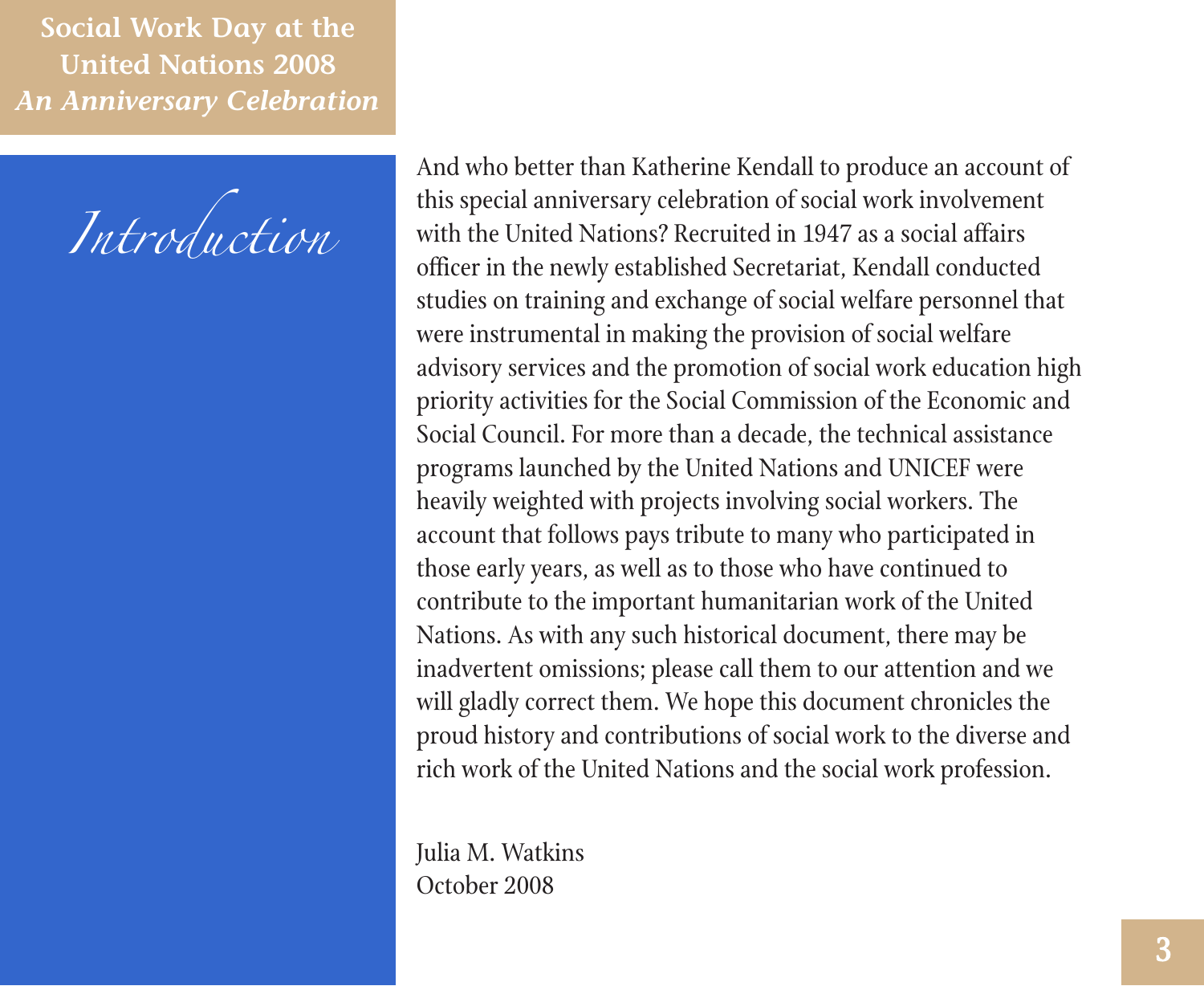# Introduction

And who better than Katherine Kendall to produce an account of this special anniversary celebration of social work involvement with the United Nations? Recruited in 1947 as a social affairs officer in the newly established Secretariat, Kendall conducted studies on training and exchange of social welfare personnel that were instrumental in making the provision of social welfare advisory services and the promotion of social work education high priority activities for the Social Commission of the Economic and Social Council. For more than a decade, the technical assistance programs launched by the United Nations and UNICEF were heavily weighted with projects involving social workers. The account that follows pays tribute to many who participated in those early years, as well as to those who have continued to contribute to the important humanitarian work of the United Nations. As with any such historical document, there may be inadvertent omissions; please call them to our attention and we will gladly correct them. We hope this document chronicles the proud history and contributions of social work to the diverse and rich work of the United Nations and the social work profession.

Julia M. Watkins
October 2008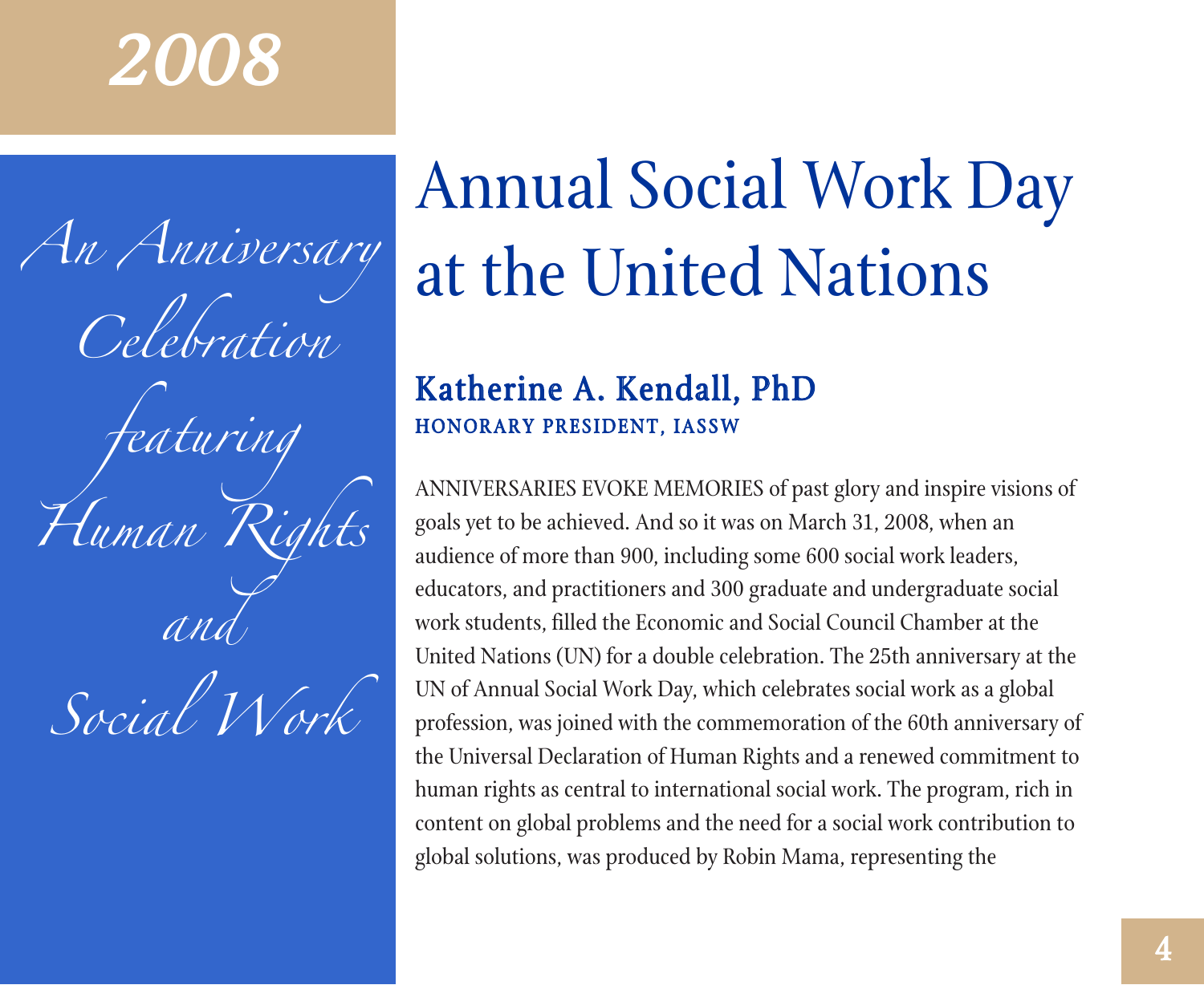2008

*An Anniversary Celebration featuring Human Rights and Social Work*

# Annual Social Work Day at the United Nations

## Katherine A. Kendall, PhD

**HONORARY PRESIDENT, IASSW**

ANNIVERSARIES EVOKE MEMORIES of past glory and inspire visions of goals yet to be achieved. And so it was on March 31, 2008, when an audience of more than 900, including some 600 social work leaders, educators, and practitioners and 300 graduate and undergraduate social work students, filled the Economic and Social Council Chamber at the United Nations (UN) for a double celebration. The 25th anniversary at the UN of Annual Social Work Day, which celebrates social work as a global profession, was joined with the commemoration of the 60th anniversary of the Universal Declaration of Human Rights and a renewed commitment to human rights as central to international social work. The program, rich in content on global problems and the need for a social work contribution to global solutions, was produced by Robin Mama, representing the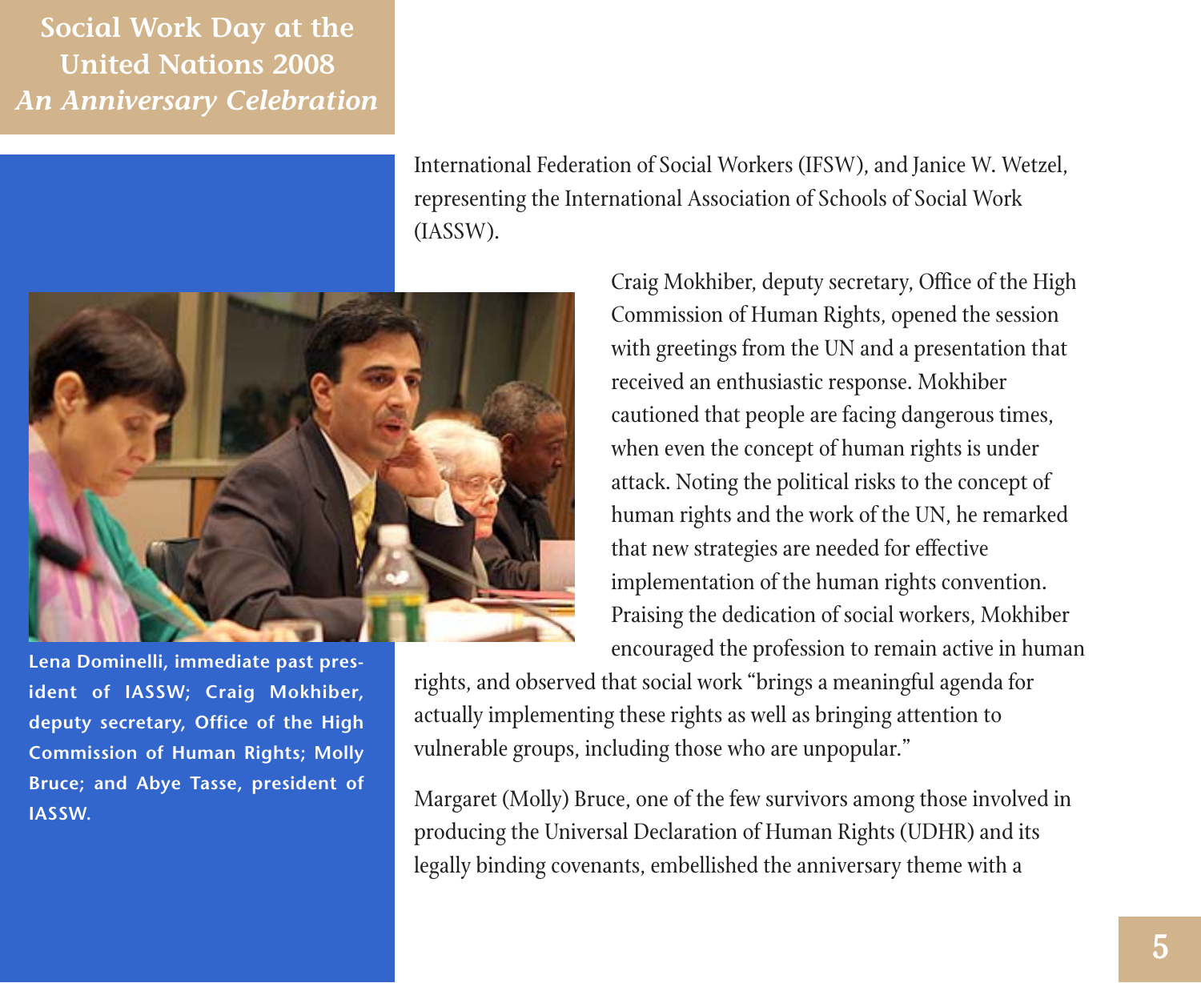# Social Work Day at the United Nations 2008 *An Anniversary Celebration*

International Federation of Social Workers (IFSW), and Janice W. Wetzel, representing the International Association of Schools of Social Work (IASSW).

Lena Dominelli, immediate past president of IASSW; Craig Mokhiber, deputy secretary, Office of the High Commission of Human Rights; Molly Bruce; and Abye Tasse, president of IASSW.

Craig Mokhiber, deputy secretary, Office of the High Commission of Human Rights, opened the session with greetings from the UN and a presentation that received an enthusiastic response. Mokhiber cautioned that people are facing dangerous times, when even the concept of human rights is under attack. Noting the political risks to the concept of human rights and the work of the UN, he remarked that new strategies are needed for effective implementation of the human rights convention. Praising the dedication of social workers, Mokhiber encouraged the profession to remain active in human rights, and observed that social work "brings a meaningful agenda for actually implementing these rights as well as bringing attention to vulnerable groups, including those who are unpopular."

Margaret (Molly) Bruce, one of the few survivors among those involved in producing the Universal Declaration of Human Rights (UDHR) and its legally binding covenants, embellished the anniversary theme with a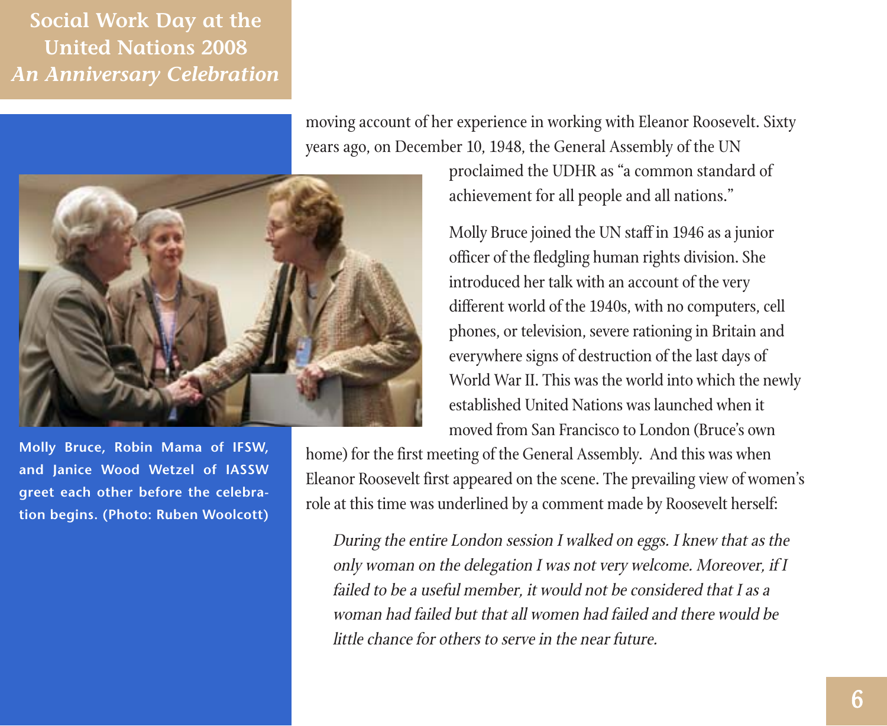moving account of her experience in working with Eleanor Roosevelt. Sixty years ago, on December 10, 1948, the General Assembly of the UN proclaimed the UDHR as "a common standard of achievement for all people and all nations."

Molly Bruce, Robin Mama of IFSW, and Janice Wood Wetzel of IASSW greet each other before the celebration begins. (Photo: Ruben Woolcott)

Molly Bruce joined the UN staff in 1946 as a junior officer of the fledgling human rights division. She introduced her talk with an account of the very different world of the 1940s, with no computers, cell phones, or television, severe rationing in Britain and everywhere signs of destruction of the last days of World War II. This was the world into which the newly established United Nations was launched when it moved from San Francisco to London (Bruce's own home) for the first meeting of the General Assembly. And this was when Eleanor Roosevelt first appeared on the scene. The prevailing view of women's role at this time was underlined by a comment made by Roosevelt herself:

> *During the entire London session I walked on eggs. I knew that as the only woman on the delegation I was not very welcome. Moreover, if I failed to be a useful member, it would not be considered that I as a woman had failed but that all women had failed and there would be little chance for others to serve in the near future.*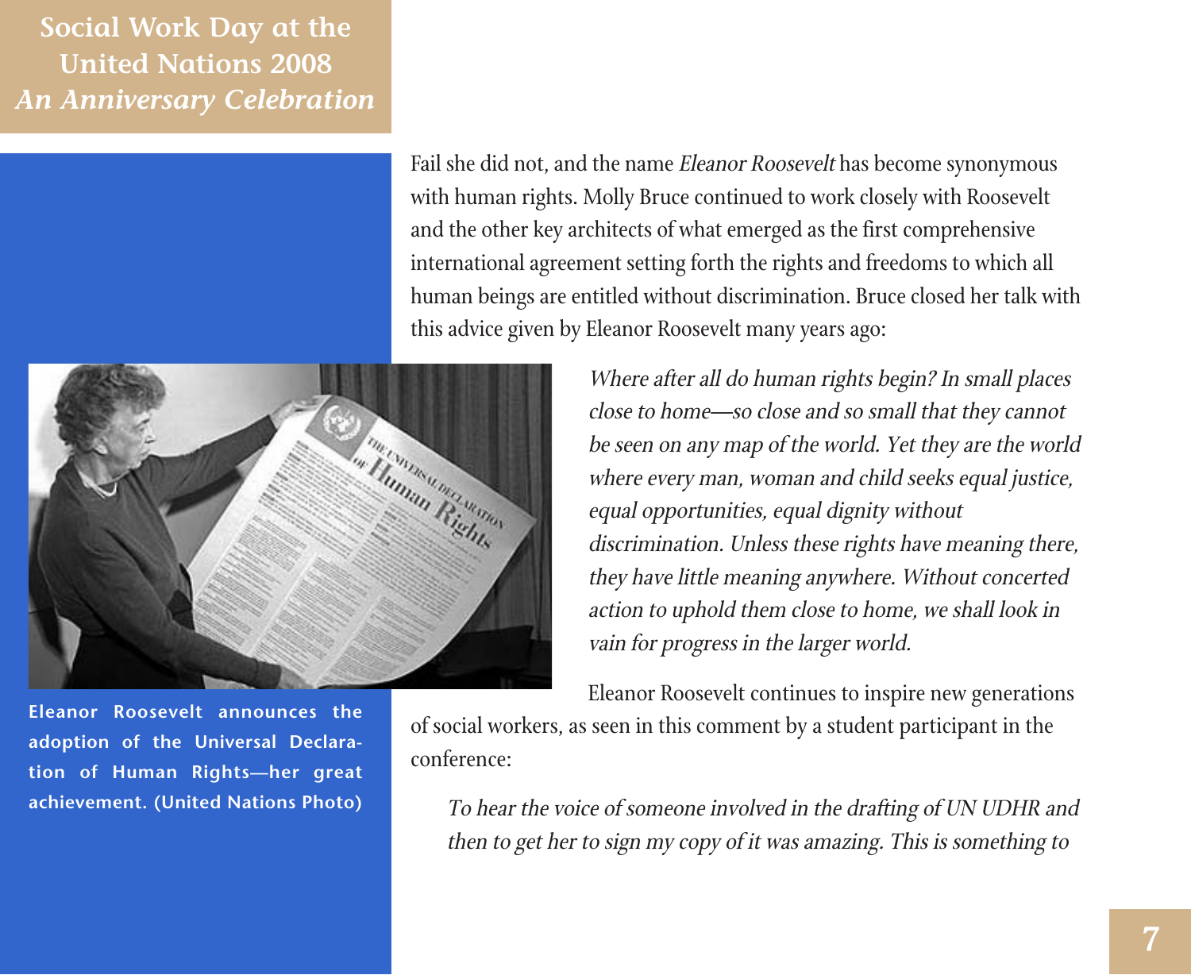Fail she did not, and the name *Eleanor Roosevelt* has become synonymous with human rights. Molly Bruce continued to work closely with Roosevelt and the other key architects of what emerged as the first comprehensive international agreement setting forth the rights and freedoms to which all human beings are entitled without discrimination. Bruce closed her talk with this advice given by Eleanor Roosevelt many years ago:

> *Where after all do human rights begin? In small places close to home—so close and so small that they cannot be seen on any map of the world. Yet they are the world where every man, woman and child seeks equal justice, equal opportunities, equal dignity without discrimination. Unless these rights have meaning there, they have little meaning anywhere. Without concerted action to uphold them close to home, we shall look in vain for progress in the larger world.*

**Eleanor Roosevelt announces the adoption of the Universal Declaration of Human Rights—her great achievement. (United Nations Photo)**

Eleanor Roosevelt continues to inspire new generations of social workers, as seen in this comment by a student participant in the conference:

> *To hear the voice of someone involved in the drafting of UN UDHR and then to get her to sign my copy of it was amazing. This is something to*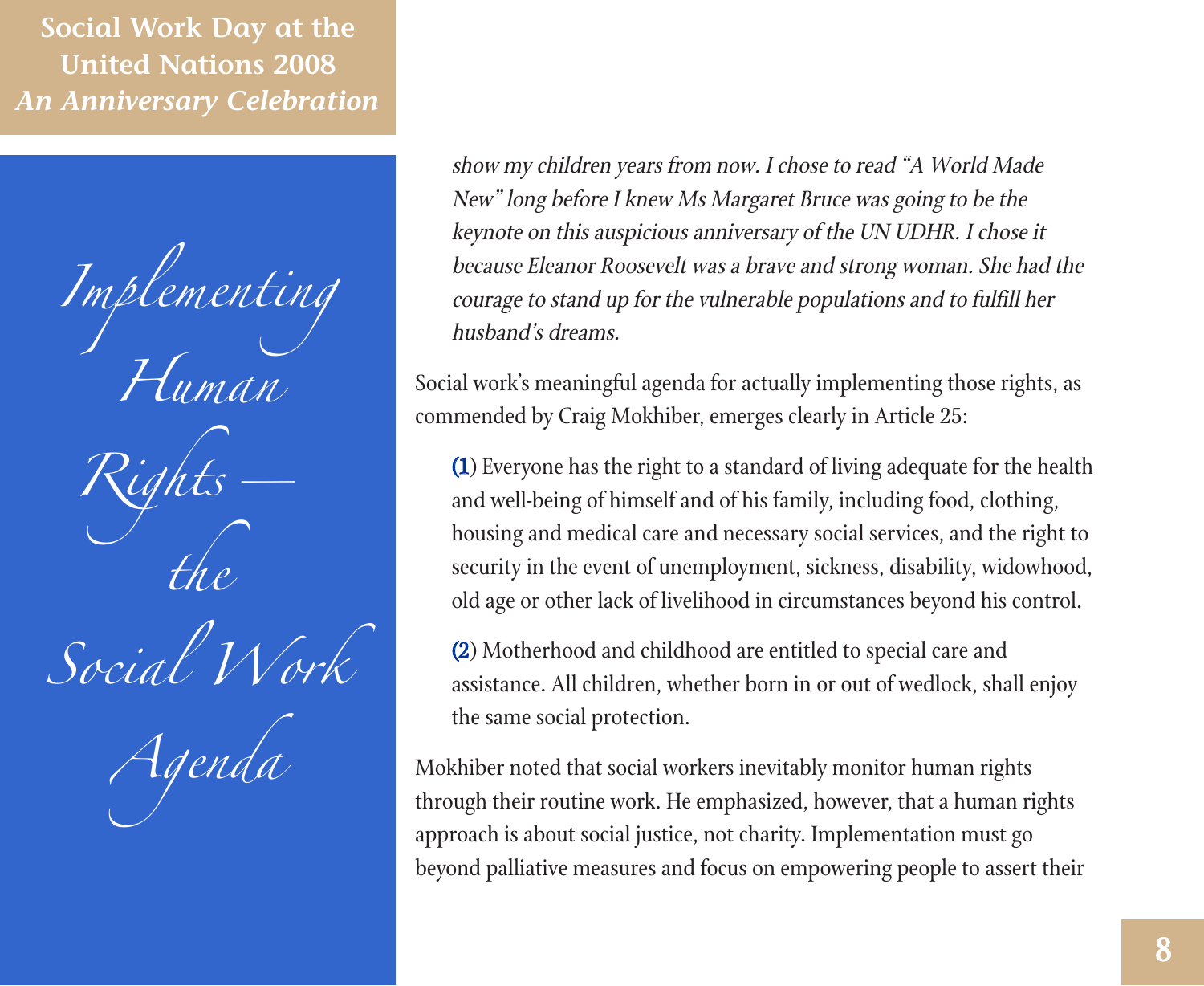# Implementing Human Rights — the Social Work Agenda

*show my children years from now. I chose to read "A World Made New" long before I knew Ms Margaret Bruce was going to be the keynote on this auspicious anniversary of the UN UDHR. I chose it because Eleanor Roosevelt was a brave and strong woman. She had the courage to stand up for the vulnerable populations and to fulfill her husband's dreams.*

Social work's meaningful agenda for actually implementing those rights, as commended by Craig Mokhiber, emerges clearly in Article 25:

> (1) Everyone has the right to a standard of living adequate for the health and well-being of himself and of his family, including food, clothing, housing and medical care and necessary social services, and the right to security in the event of unemployment, sickness, disability, widowhood, old age or other lack of livelihood in circumstances beyond his control.
>
> (2) Motherhood and childhood are entitled to special care and assistance. All children, whether born in or out of wedlock, shall enjoy the same social protection.

Mokhiber noted that social workers inevitably monitor human rights through their routine work. He emphasized, however, that a human rights approach is about social justice, not charity. Implementation must go beyond palliative measures and focus on empowering people to assert their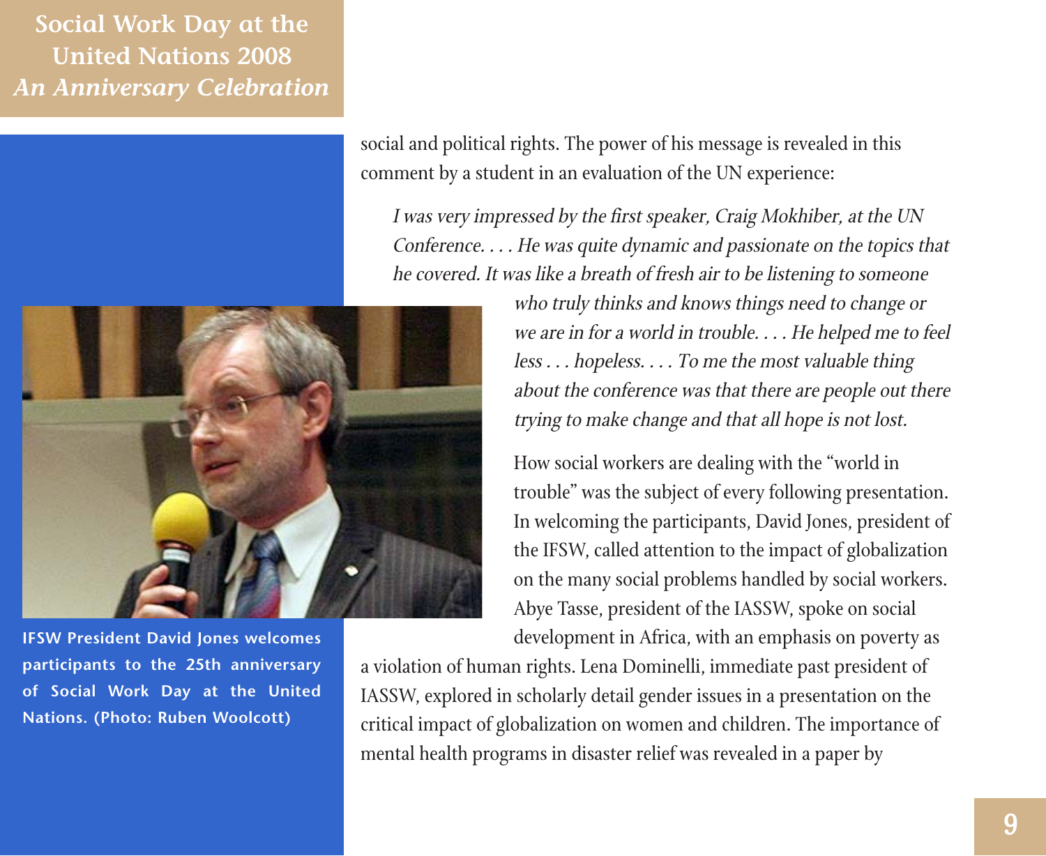social and political rights. The power of his message is revealed in this comment by a student in an evaluation of the UN experience:

> *I was very impressed by the first speaker, Craig Mokhiber, at the UN Conference. . . . He was quite dynamic and passionate on the topics that he covered. It was like a breath of fresh air to be listening to someone who truly thinks and knows things need to change or we are in for a world in trouble. . . . He helped me to feel less . . . hopeless. . . . To me the most valuable thing about the conference was that there are people out there trying to make change and that all hope is not lost.*

**IFSW President David Jones welcomes participants to the 25th anniversary of Social Work Day at the United Nations. (Photo: Ruben Woolcott)**

How social workers are dealing with the "world in trouble" was the subject of every following presentation. In welcoming the participants, David Jones, president of the IFSW, called attention to the impact of globalization on the many social problems handled by social workers. Abye Tasse, president of the IASSW, spoke on social development in Africa, with an emphasis on poverty as a violation of human rights. Lena Dominelli, immediate past president of IASSW, explored in scholarly detail gender issues in a presentation on the critical impact of globalization on women and children. The importance of mental health programs in disaster relief was revealed in a paper by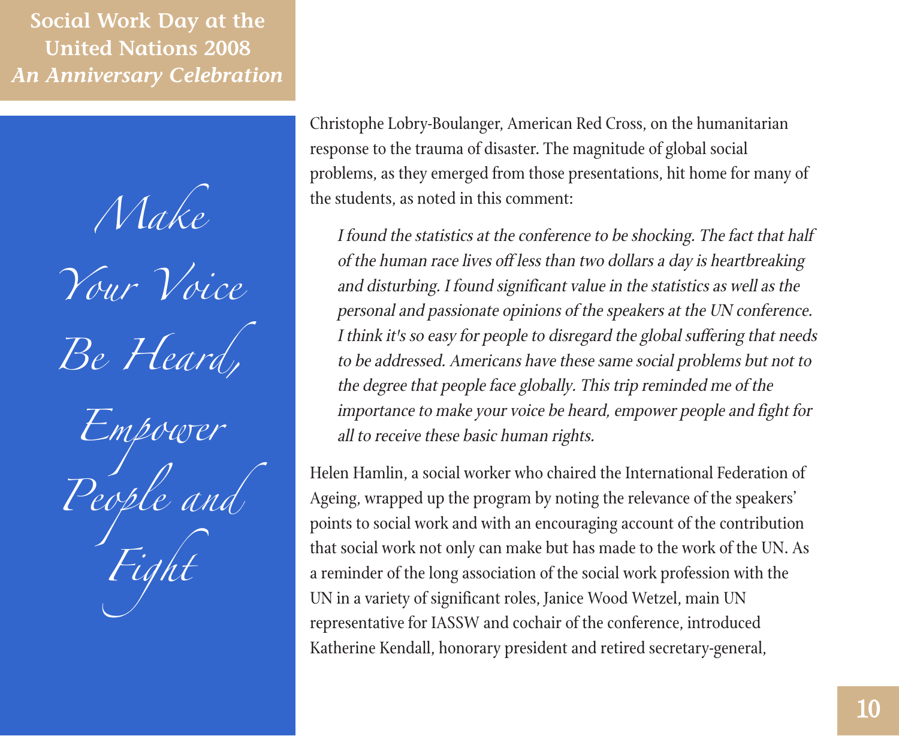*Make Your Voice Be Heard, Empower People and Fight*

Christophe Lobry-Boulanger, American Red Cross, on the humanitarian response to the trauma of disaster. The magnitude of global social problems, as they emerged from those presentations, hit home for many of the students, as noted in this comment:

> *I found the statistics at the conference to be shocking. The fact that half of the human race lives off less than two dollars a day is heartbreaking and disturbing. I found significant value in the statistics as well as the personal and passionate opinions of the speakers at the UN conference. I think it's so easy for people to disregard the global suffering that needs to be addressed. Americans have these same social problems but not to the degree that people face globally. This trip reminded me of the importance to make your voice be heard, empower people and fight for all to receive these basic human rights.*

Helen Hamlin, a social worker who chaired the International Federation of Ageing, wrapped up the program by noting the relevance of the speakers' points to social work and with an encouraging account of the contribution that social work not only can make but has made to the work of the UN. As a reminder of the long association of the social work profession with the UN in a variety of significant roles, Janice Wood Wetzel, main UN representative for IASSW and cochair of the conference, introduced Katherine Kendall, honorary president and retired secretary-general,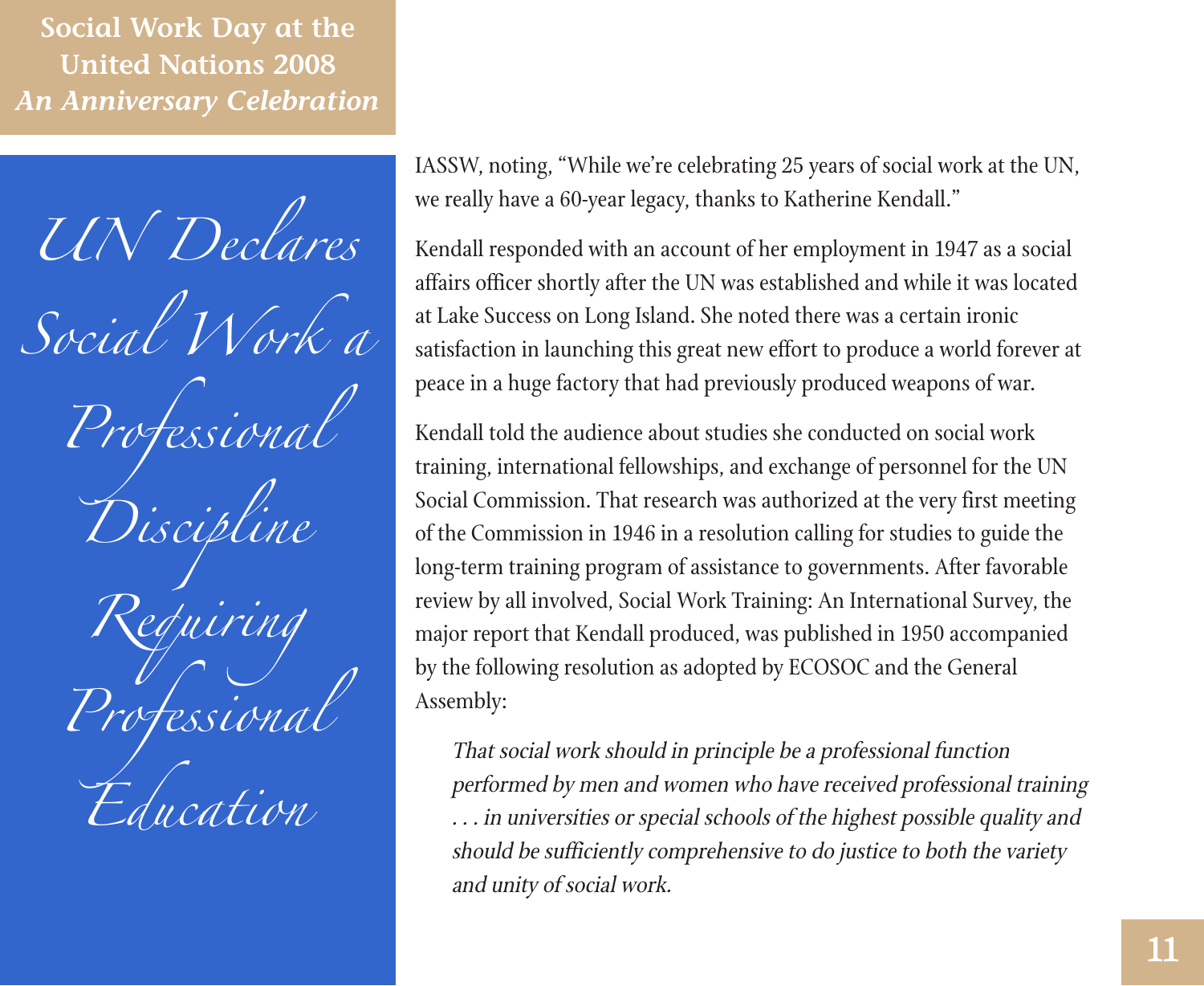# UN Declares Social Work a Professional Discipline Requiring Professional Education

IASSW, noting, "While we're celebrating 25 years of social work at the UN, we really have a 60-year legacy, thanks to Katherine Kendall."

Kendall responded with an account of her employment in 1947 as a social affairs officer shortly after the UN was established and while it was located at Lake Success on Long Island. She noted there was a certain ironic satisfaction in launching this great new effort to produce a world forever at peace in a huge factory that had previously produced weapons of war.

Kendall told the audience about studies she conducted on social work training, international fellowships, and exchange of personnel for the UN Social Commission. That research was authorized at the very first meeting of the Commission in 1946 in a resolution calling for studies to guide the long-term training program of assistance to governments. After favorable review by all involved, Social Work Training: An International Survey, the major report that Kendall produced, was published in 1950 accompanied by the following resolution as adopted by ECOSOC and the General Assembly:

> *That social work should in principle be a professional function performed by men and women who have received professional training . . . in universities or special schools of the highest possible quality and should be sufficiently comprehensive to do justice to both the variety and unity of social work.*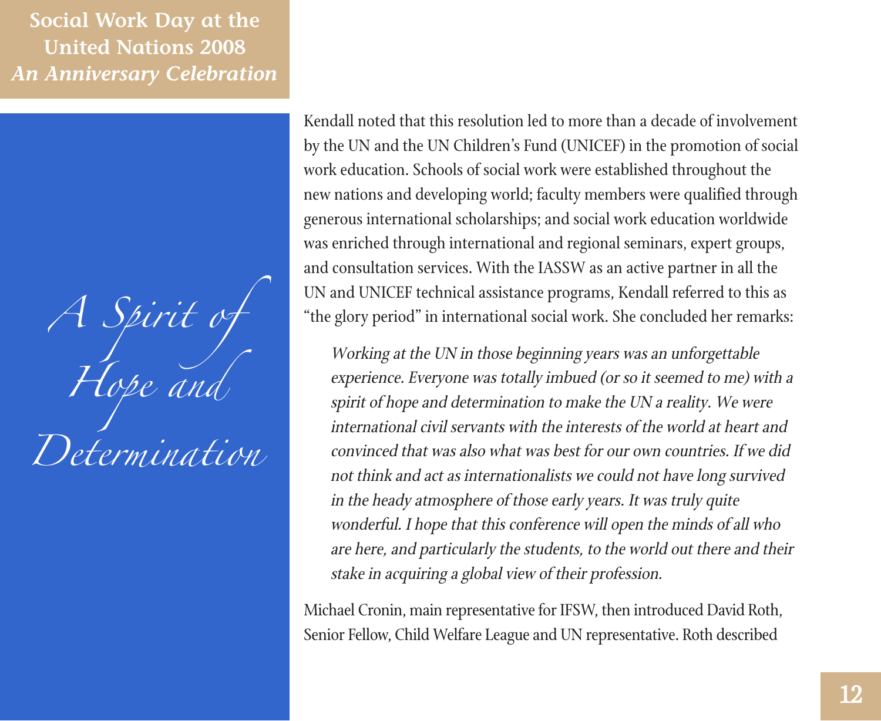## A Spirit of Hope and Determination

Kendall noted that this resolution led to more than a decade of involvement by the UN and the UN Children's Fund (UNICEF) in the promotion of social work education. Schools of social work were established throughout the new nations and developing world; faculty members were qualified through generous international scholarships; and social work education worldwide was enriched through international and regional seminars, expert groups, and consultation services. With the IASSW as an active partner in all the UN and UNICEF technical assistance programs, Kendall referred to this as "the glory period" in international social work. She concluded her remarks:

> *Working at the UN in those beginning years was an unforgettable experience. Everyone was totally imbued (or so it seemed to me) with a spirit of hope and determination to make the UN a reality. We were international civil servants with the interests of the world at heart and convinced that was also what was best for our own countries. If we did not think and act as internationalists we could not have long survived in the heady atmosphere of those early years. It was truly quite wonderful. I hope that this conference will open the minds of all who are here, and particularly the students, to the world out there and their stake in acquiring a global view of their profession.*

Michael Cronin, main representative for IFSW, then introduced David Roth, Senior Fellow, Child Welfare League and UN representative. Roth described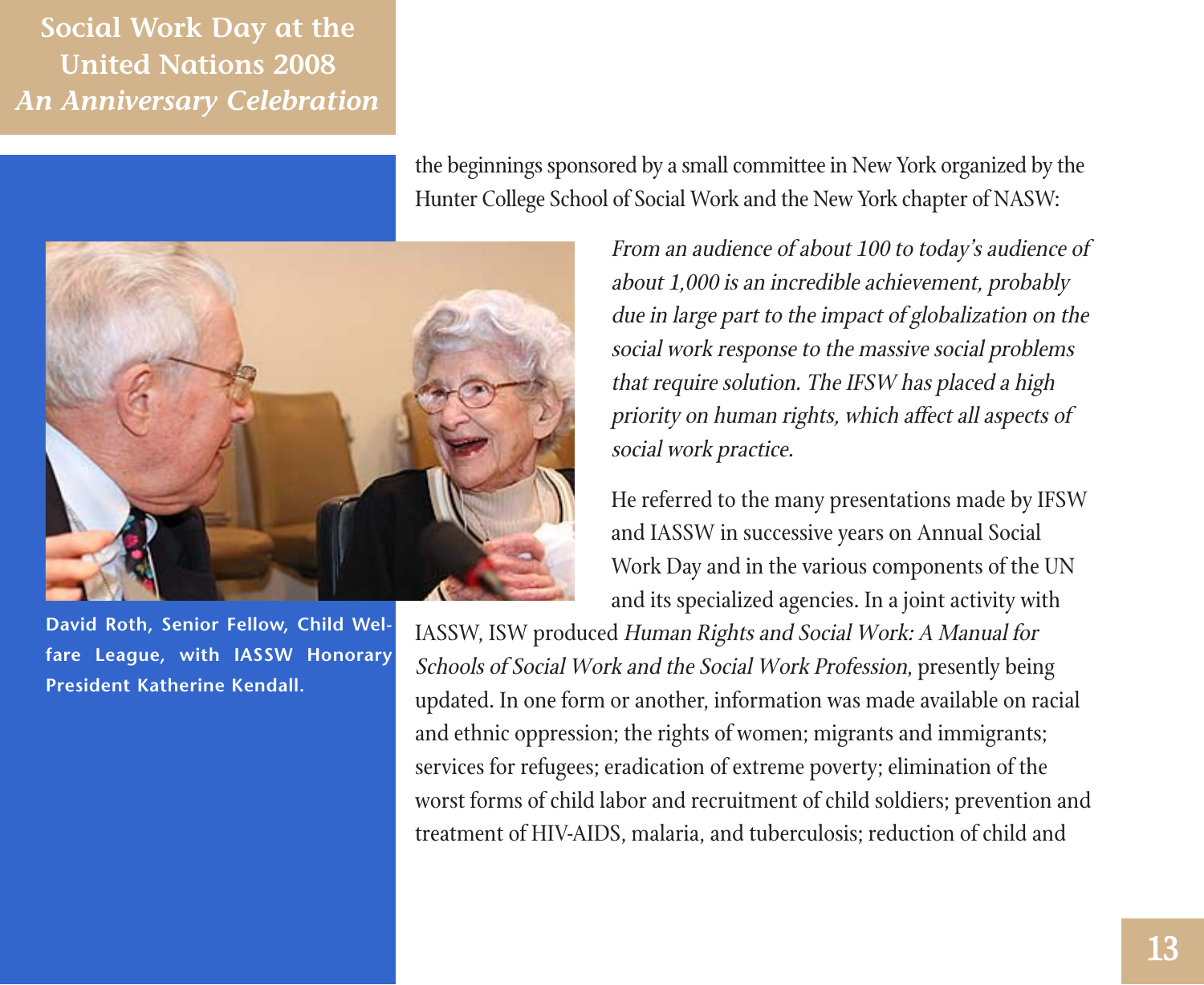the beginnings sponsored by a small committee in New York organized by the Hunter College School of Social Work and the New York chapter of NASW:

> *From an audience of about 100 to today's audience of about 1,000 is an incredible achievement, probably due in large part to the impact of globalization on the social work response to the massive social problems that require solution. The IFSW has placed a high priority on human rights, which affect all aspects of social work practice.*

**David Roth, Senior Fellow, Child Welfare League, with IASSW Honorary President Katherine Kendall.**

He referred to the many presentations made by IFSW and IASSW in successive years on Annual Social Work Day and in the various components of the UN and its specialized agencies. In a joint activity with IASSW, ISW produced *Human Rights and Social Work: A Manual for Schools of Social Work and the Social Work Profession*, presently being updated. In one form or another, information was made available on racial and ethnic oppression; the rights of women; migrants and immigrants; services for refugees; eradication of extreme poverty; elimination of the worst forms of child labor and recruitment of child soldiers; prevention and treatment of HIV-AIDS, malaria, and tuberculosis; reduction of child and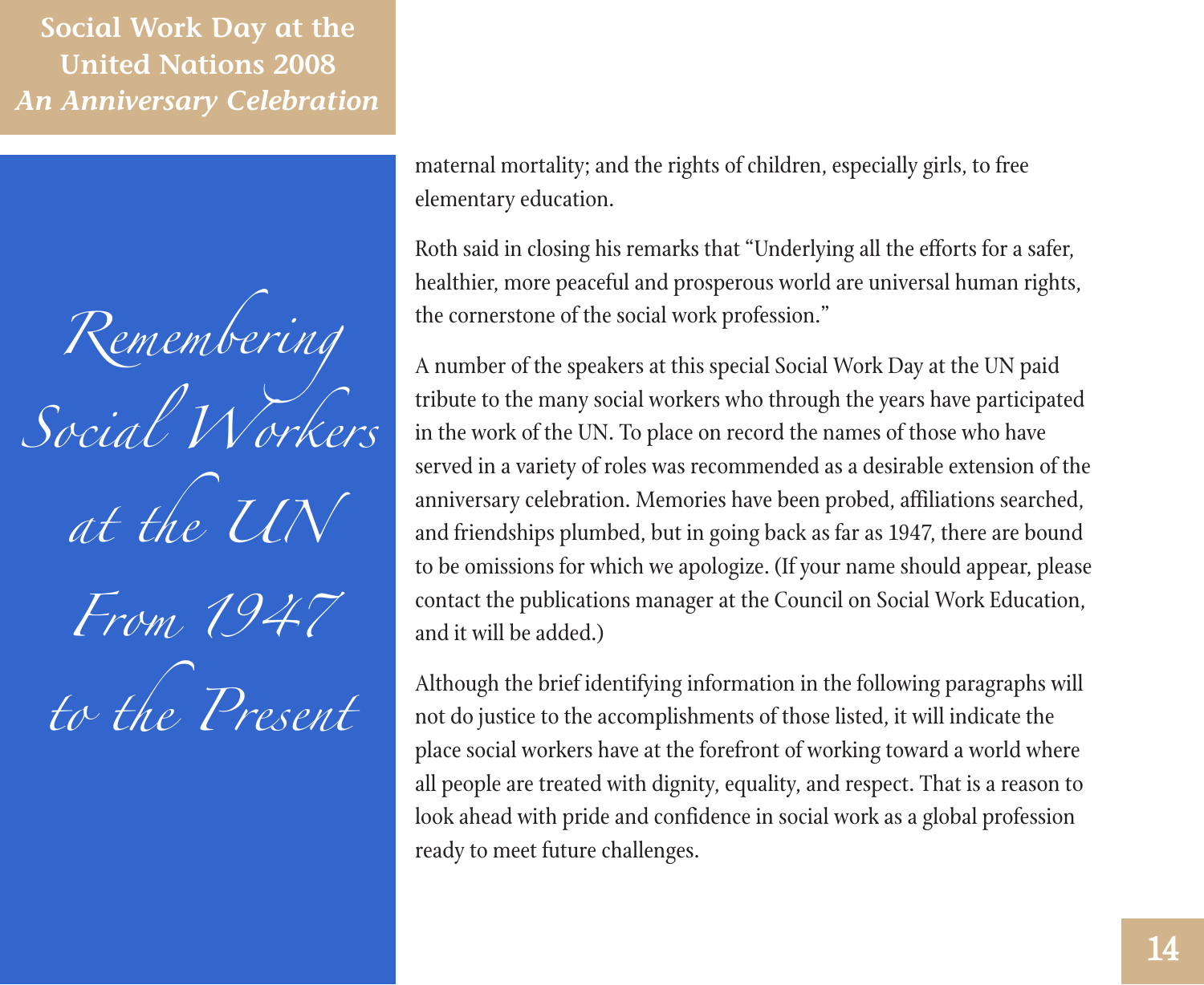# Remembering Social Workers at the UN From 1947 to the Present

maternal mortality; and the rights of children, especially girls, to free elementary education.

Roth said in closing his remarks that "Underlying all the efforts for a safer, healthier, more peaceful and prosperous world are universal human rights, the cornerstone of the social work profession."

A number of the speakers at this special Social Work Day at the UN paid tribute to the many social workers who through the years have participated in the work of the UN. To place on record the names of those who have served in a variety of roles was recommended as a desirable extension of the anniversary celebration. Memories have been probed, affiliations searched, and friendships plumbed, but in going back as far as 1947, there are bound to be omissions for which we apologize. (If your name should appear, please contact the publications manager at the Council on Social Work Education, and it will be added.)

Although the brief identifying information in the following paragraphs will not do justice to the accomplishments of those listed, it will indicate the place social workers have at the forefront of working toward a world where all people are treated with dignity, equality, and respect. That is a reason to look ahead with pride and confidence in social work as a global profession ready to meet future challenges.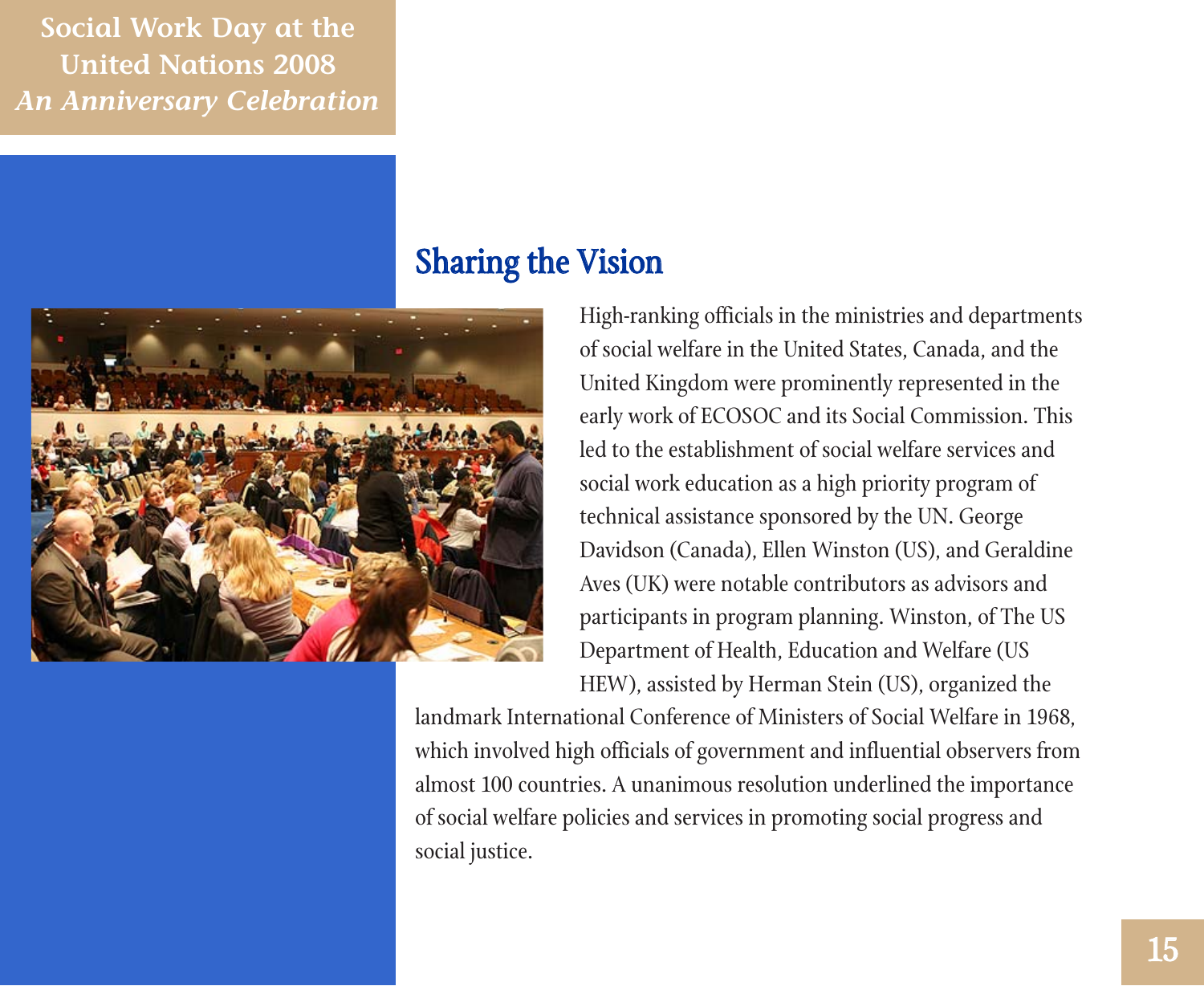## Sharing the Vision

High-ranking officials in the ministries and departments of social welfare in the United States, Canada, and the United Kingdom were prominently represented in the early work of ECOSOC and its Social Commission. This led to the establishment of social welfare services and social work education as a high priority program of technical assistance sponsored by the UN. George Davidson (Canada), Ellen Winston (US), and Geraldine Aves (UK) were notable contributors as advisors and participants in program planning. Winston, of The US Department of Health, Education and Welfare (US HEW), assisted by Herman Stein (US), organized the landmark International Conference of Ministers of Social Welfare in 1968, which involved high officials of government and influential observers from almost 100 countries. A unanimous resolution underlined the importance of social welfare policies and services in promoting social progress and social justice.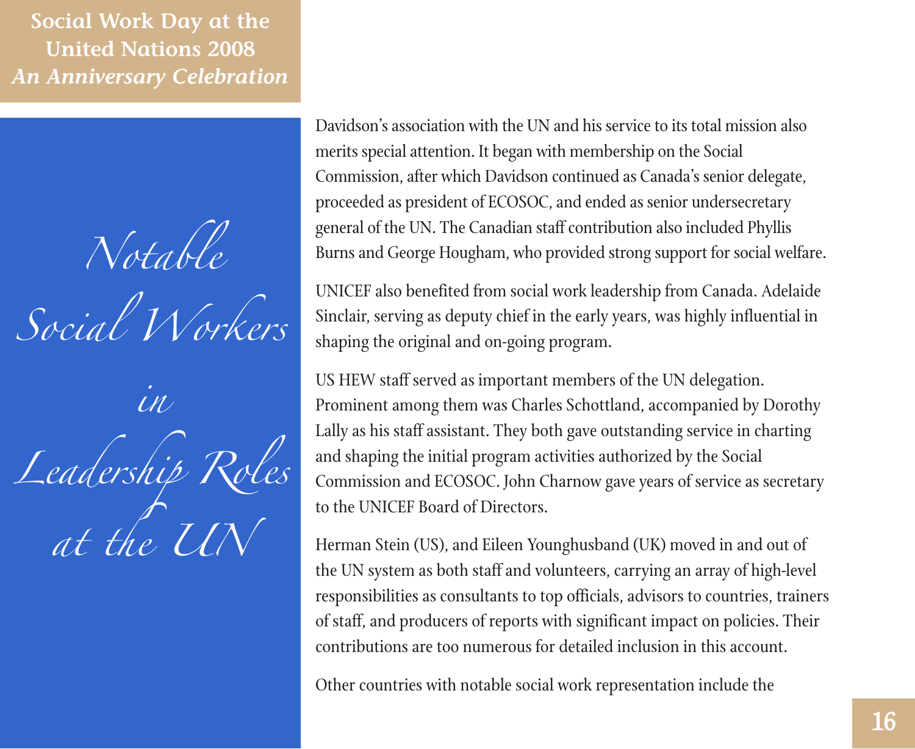# Notable Social Workers in Leadership Roles at the UN

Davidson's association with the UN and his service to its total mission also merits special attention. It began with membership on the Social Commission, after which Davidson continued as Canada's senior delegate, proceeded as president of ECOSOC, and ended as senior undersecretary general of the UN. The Canadian staff contribution also included Phyllis Burns and George Hougham, who provided strong support for social welfare.

UNICEF also benefited from social work leadership from Canada. Adelaide Sinclair, serving as deputy chief in the early years, was highly influential in shaping the original and on-going program.

US HEW staff served as important members of the UN delegation. Prominent among them was Charles Schottland, accompanied by Dorothy Lally as his staff assistant. They both gave outstanding service in charting and shaping the initial program activities authorized by the Social Commission and ECOSOC. John Charnow gave years of service as secretary to the UNICEF Board of Directors.

Herman Stein (US), and Eileen Younghusband (UK) moved in and out of the UN system as both staff and volunteers, carrying an array of high-level responsibilities as consultants to top officials, advisors to countries, trainers of staff, and producers of reports with significant impact on policies. Their contributions are too numerous for detailed inclusion in this account.

Other countries with notable social work representation include the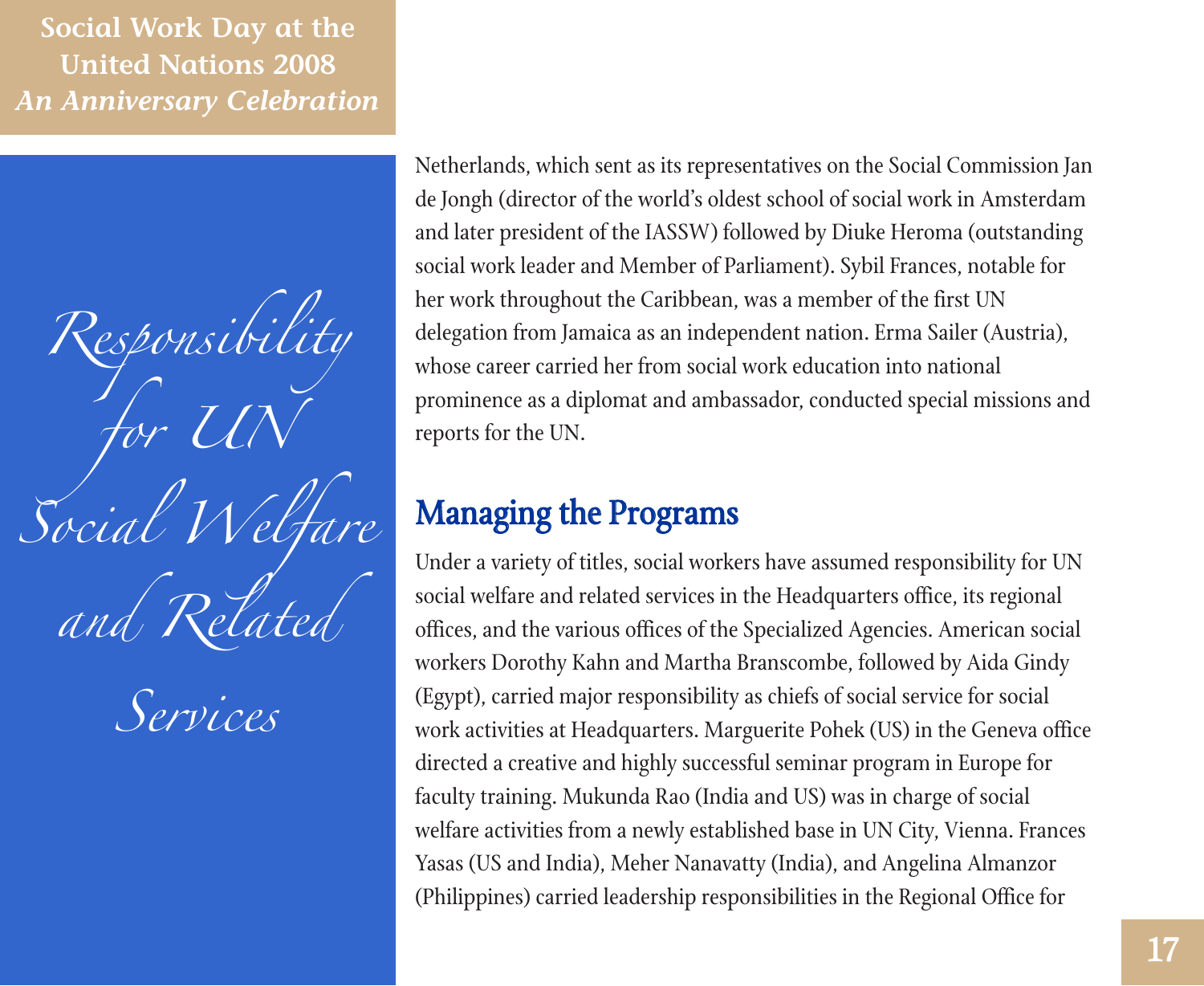# Responsibility for UN Social Welfare and Related Services

Netherlands, which sent as its representatives on the Social Commission Jan de Jongh (director of the world's oldest school of social work in Amsterdam and later president of the IASSW) followed by Diuke Heroma (outstanding social work leader and Member of Parliament). Sybil Frances, notable for her work throughout the Caribbean, was a member of the first UN delegation from Jamaica as an independent nation. Erma Sailer (Austria), whose career carried her from social work education into national prominence as a diplomat and ambassador, conducted special missions and reports for the UN.

## Managing the Programs

Under a variety of titles, social workers have assumed responsibility for UN social welfare and related services in the Headquarters office, its regional offices, and the various offices of the Specialized Agencies. American social workers Dorothy Kahn and Martha Branscombe, followed by Aida Gindy (Egypt), carried major responsibility as chiefs of social service for social work activities at Headquarters. Marguerite Pohek (US) in the Geneva office directed a creative and highly successful seminar program in Europe for faculty training. Mukunda Rao (India and US) was in charge of social welfare activities from a newly established base in UN City, Vienna. Frances Yasas (US and India), Meher Nanavatty (India), and Angelina Almanzor (Philippines) carried leadership responsibilities in the Regional Office for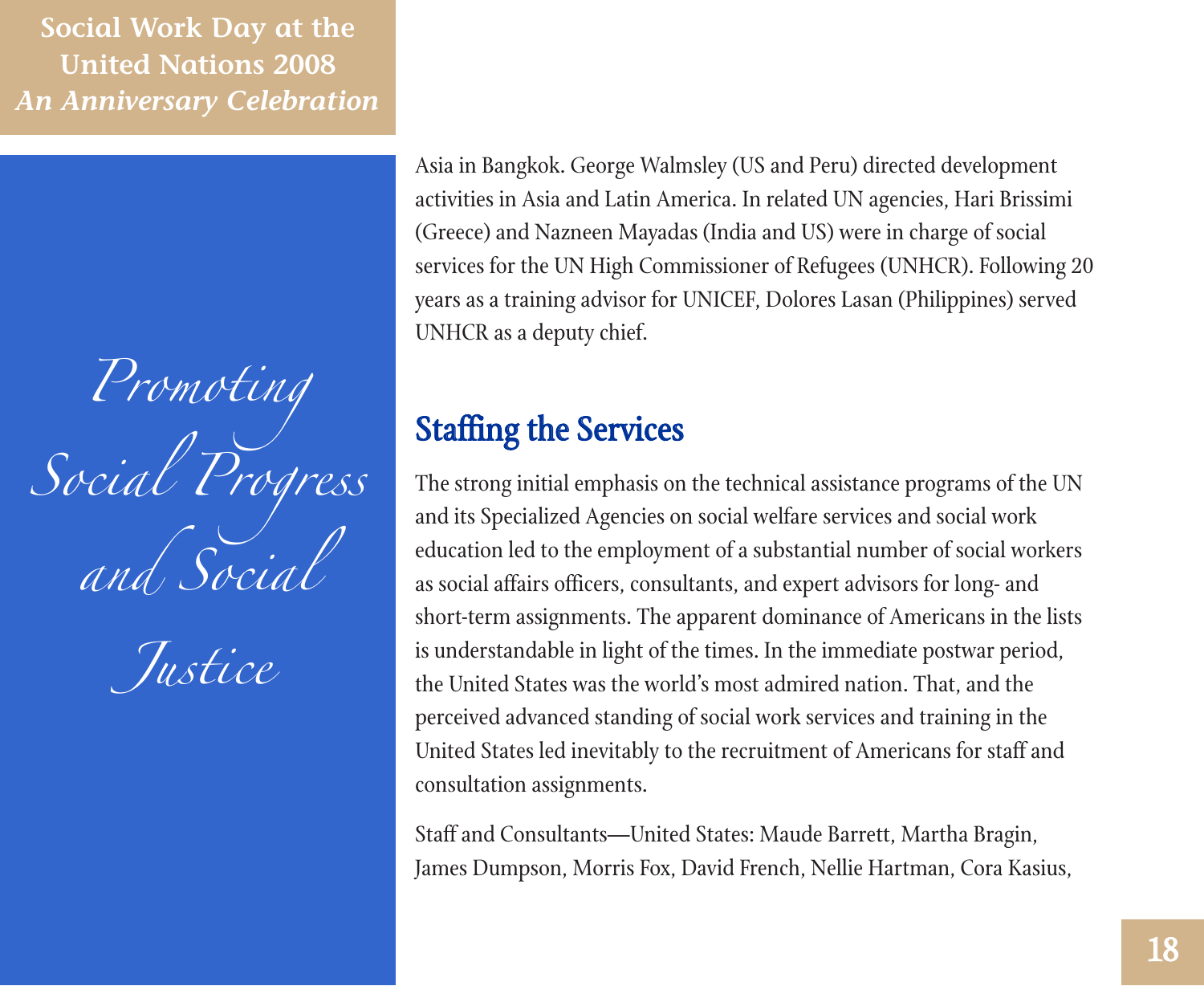Asia in Bangkok. George Walmsley (US and Peru) directed development activities in Asia and Latin America. In related UN agencies, Hari Brissimi (Greece) and Nazneen Mayadas (India and US) were in charge of social services for the UN High Commissioner of Refugees (UNHCR). Following 20 years as a training advisor for UNICEF, Dolores Lasan (Philippines) served UNHCR as a deputy chief.

## Staffing the Services

The strong initial emphasis on the technical assistance programs of the UN and its Specialized Agencies on social welfare services and social work education led to the employment of a substantial number of social workers as social affairs officers, consultants, and expert advisors for long- and short-term assignments. The apparent dominance of Americans in the lists is understandable in light of the times. In the immediate postwar period, the United States was the world's most admired nation. That, and the perceived advanced standing of social work services and training in the United States led inevitably to the recruitment of Americans for staff and consultation assignments.

Staff and Consultants—United States: Maude Barrett, Martha Bragin, James Dumpson, Morris Fox, David French, Nellie Hartman, Cora Kasius,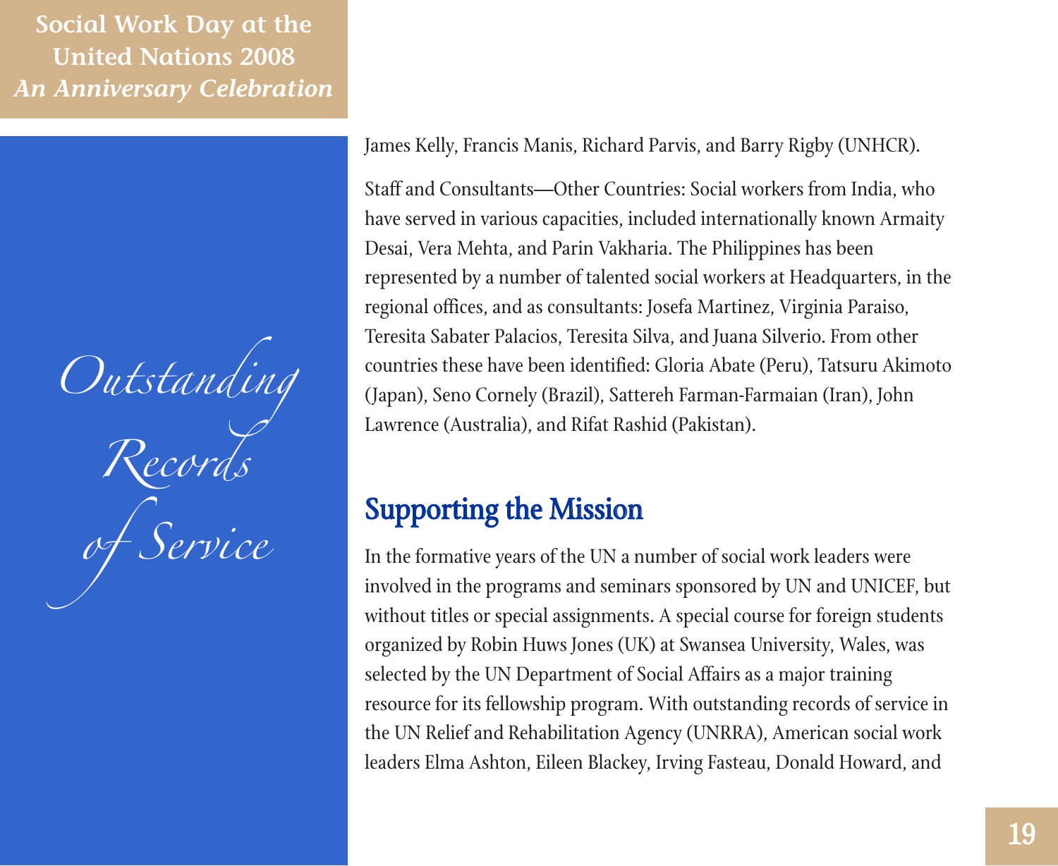*Outstanding Records of Service*

James Kelly, Francis Manis, Richard Parvis, and Barry Rigby (UNHCR).

Staff and Consultants—Other Countries: Social workers from India, who have served in various capacities, included internationally known Armaity Desai, Vera Mehta, and Parin Vakharia. The Philippines has been represented by a number of talented social workers at Headquarters, in the regional offices, and as consultants: Josefa Martinez, Virginia Paraiso, Teresita Sabater Palacios, Teresita Silva, and Juana Silverio. From other countries these have been identified: Gloria Abate (Peru), Tatsuru Akimoto (Japan), Seno Cornely (Brazil), Sattereh Farman-Farmaian (Iran), John Lawrence (Australia), and Rifat Rashid (Pakistan).

## Supporting the Mission

In the formative years of the UN a number of social work leaders were involved in the programs and seminars sponsored by UN and UNICEF, but without titles or special assignments. A special course for foreign students organized by Robin Huws Jones (UK) at Swansea University, Wales, was selected by the UN Department of Social Affairs as a major training resource for its fellowship program. With outstanding records of service in the UN Relief and Rehabilitation Agency (UNRRA), American social work leaders Elma Ashton, Eileen Blackey, Irving Fasteau, Donald Howard, and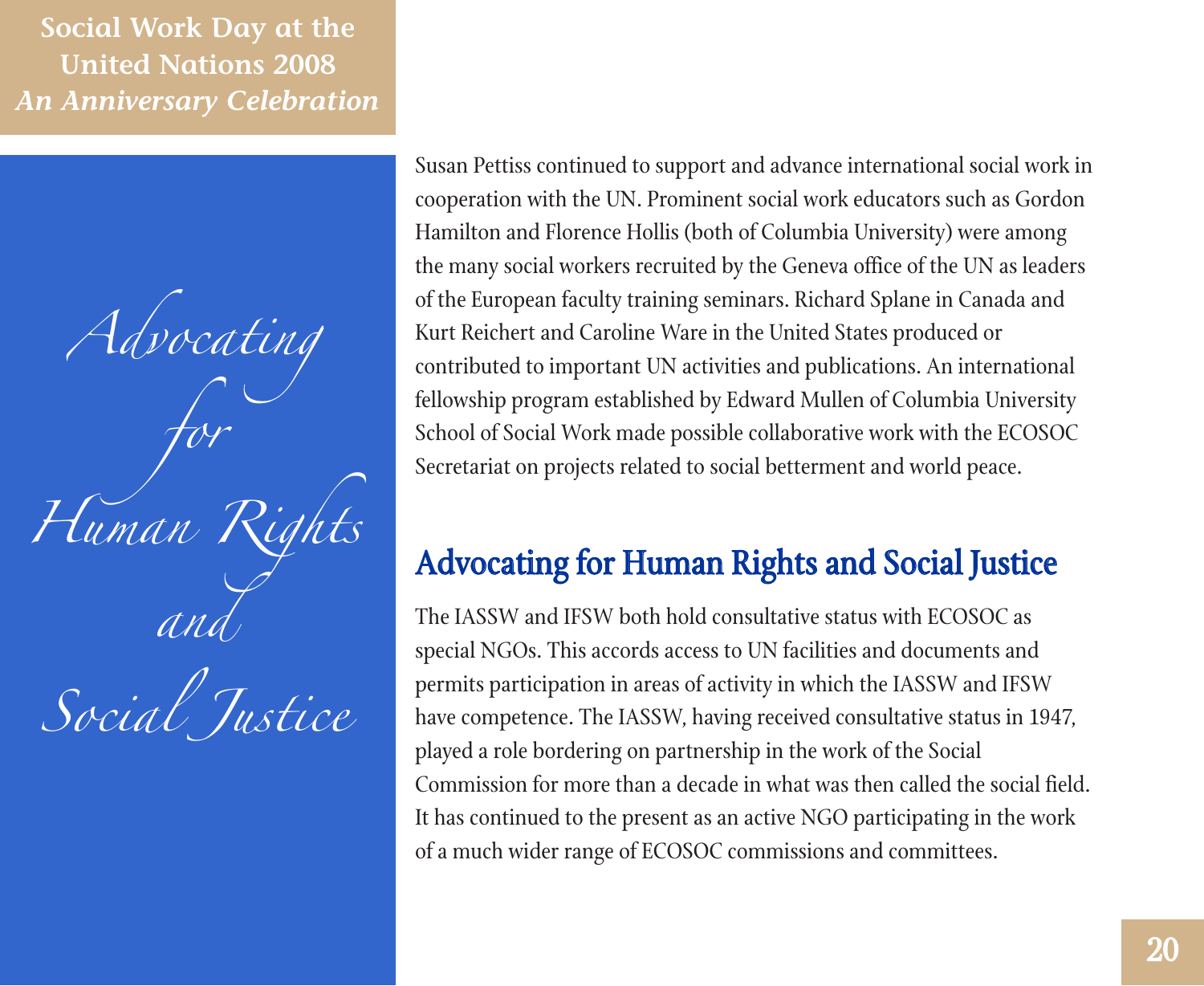*Advocating for Human Rights and Social Justice*

Susan Pettiss continued to support and advance international social work in cooperation with the UN. Prominent social work educators such as Gordon Hamilton and Florence Hollis (both of Columbia University) were among the many social workers recruited by the Geneva office of the UN as leaders of the European faculty training seminars. Richard Splane in Canada and Kurt Reichert and Caroline Ware in the United States produced or contributed to important UN activities and publications. An international fellowship program established by Edward Mullen of Columbia University School of Social Work made possible collaborative work with the ECOSOC Secretariat on projects related to social betterment and world peace.

## Advocating for Human Rights and Social Justice

The IASSW and IFSW both hold consultative status with ECOSOC as special NGOs. This accords access to UN facilities and documents and permits participation in areas of activity in which the IASSW and IFSW have competence. The IASSW, having received consultative status in 1947, played a role bordering on partnership in the work of the Social Commission for more than a decade in what was then called the social field. It has continued to the present as an active NGO participating in the work of a much wider range of ECOSOC commissions and committees.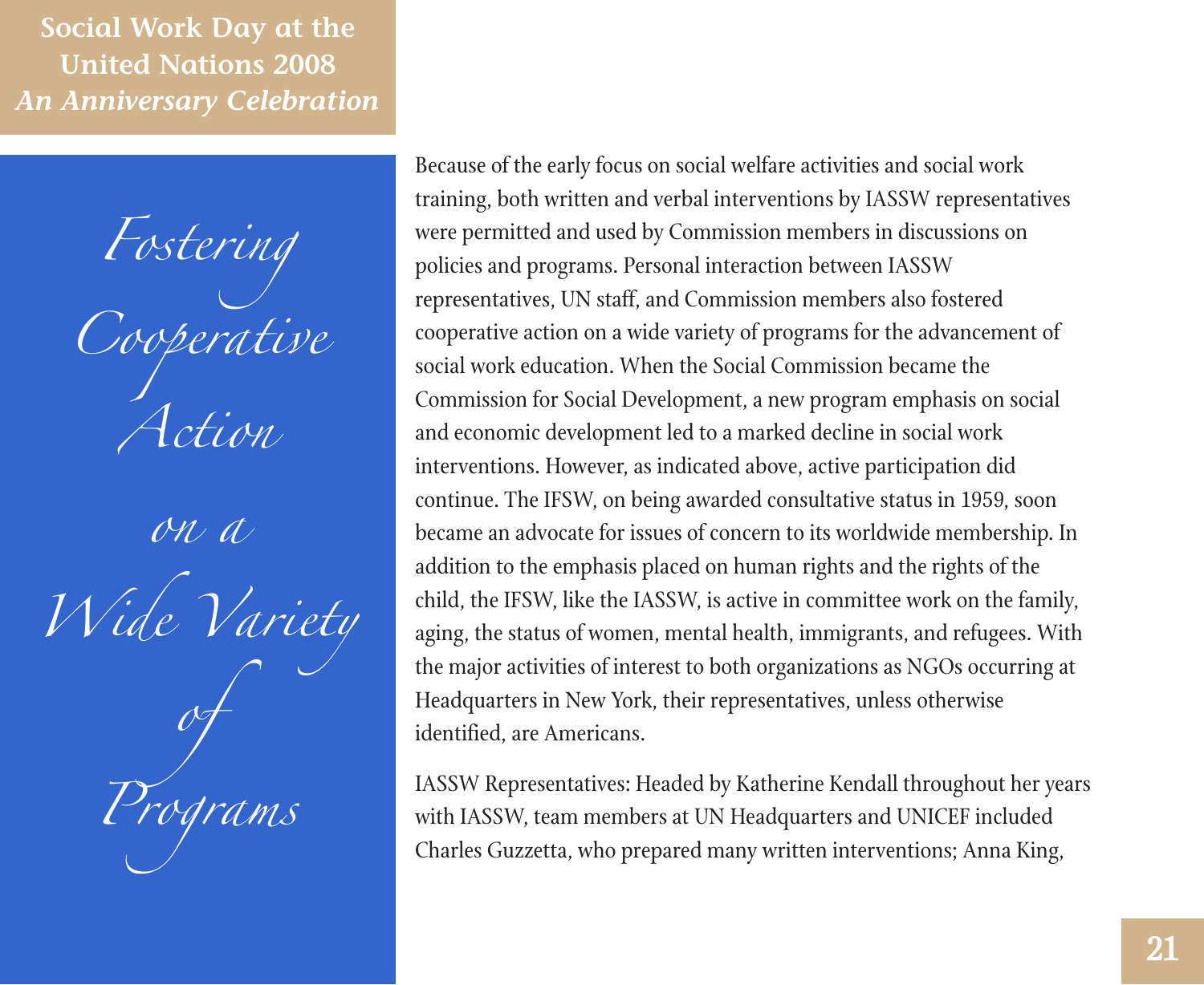# Fostering Cooperative Action on a Wide Variety of Programs

Because of the early focus on social welfare activities and social work training, both written and verbal interventions by IASSW representatives were permitted and used by Commission members in discussions on policies and programs. Personal interaction between IASSW representatives, UN staff, and Commission members also fostered cooperative action on a wide variety of programs for the advancement of social work education. When the Social Commission became the Commission for Social Development, a new program emphasis on social and economic development led to a marked decline in social work interventions. However, as indicated above, active participation did continue. The IFSW, on being awarded consultative status in 1959, soon became an advocate for issues of concern to its worldwide membership. In addition to the emphasis placed on human rights and the rights of the child, the IFSW, like the IASSW, is active in committee work on the family, aging, the status of women, mental health, immigrants, and refugees. With the major activities of interest to both organizations as NGOs occurring at Headquarters in New York, their representatives, unless otherwise identified, are Americans.

IASSW Representatives: Headed by Katherine Kendall throughout her years with IASSW, team members at UN Headquarters and UNICEF included Charles Guzzetta, who prepared many written interventions; Anna King,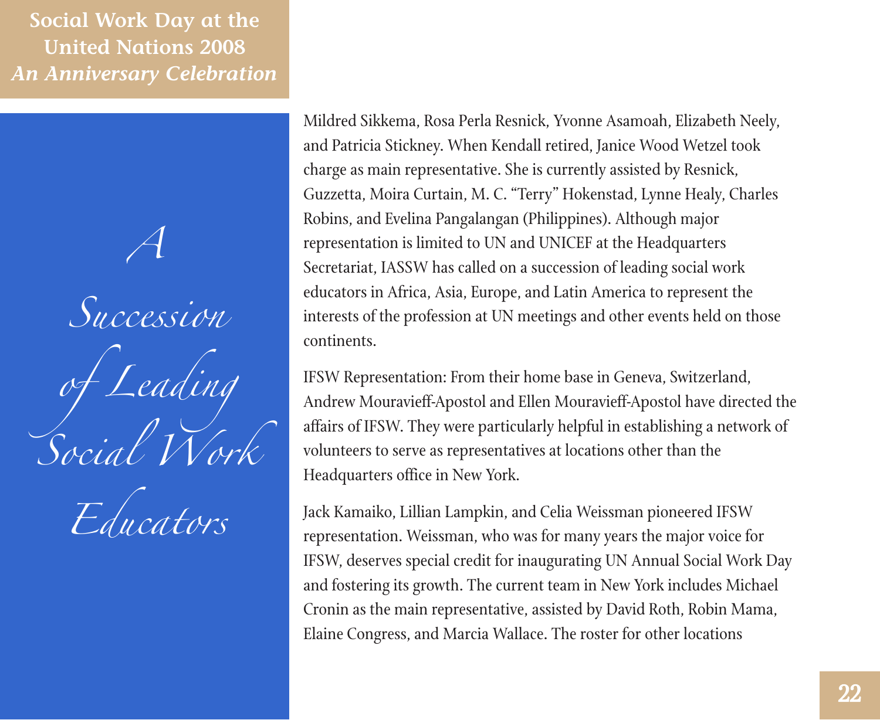## *A Succession of Leading Social Work Educators*

Mildred Sikkema, Rosa Perla Resnick, Yvonne Asamoah, Elizabeth Neely, and Patricia Stickney. When Kendall retired, Janice Wood Wetzel took charge as main representative. She is currently assisted by Resnick, Guzzetta, Moira Curtain, M. C. "Terry" Hokenstad, Lynne Healy, Charles Robins, and Evelina Pangalangan (Philippines). Although major representation is limited to UN and UNICEF at the Headquarters Secretariat, IASSW has called on a succession of leading social work educators in Africa, Asia, Europe, and Latin America to represent the interests of the profession at UN meetings and other events held on those continents.

IFSW Representation: From their home base in Geneva, Switzerland, Andrew Mouravieff-Apostol and Ellen Mouravieff-Apostol have directed the affairs of IFSW. They were particularly helpful in establishing a network of volunteers to serve as representatives at locations other than the Headquarters office in New York.

Jack Kamaiko, Lillian Lampkin, and Celia Weissman pioneered IFSW representation. Weissman, who was for many years the major voice for IFSW, deserves special credit for inaugurating UN Annual Social Work Day and fostering its growth. The current team in New York includes Michael Cronin as the main representative, assisted by David Roth, Robin Mama, Elaine Congress, and Marcia Wallace. The roster for other locations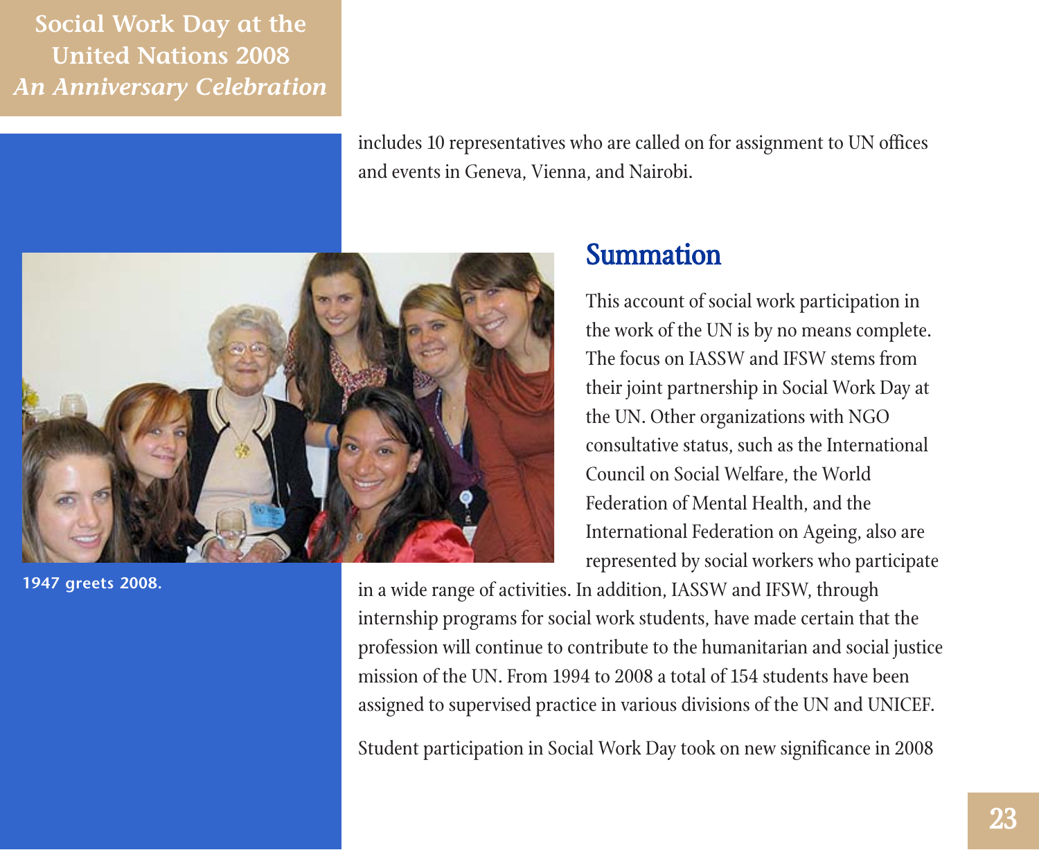includes 10 representatives who are called on for assignment to UN offices and events in Geneva, Vienna, and Nairobi.

1947 greets 2008.

## Summation

This account of social work participation in the work of the UN is by no means complete. The focus on IASSW and IFSW stems from their joint partnership in Social Work Day at the UN. Other organizations with NGO consultative status, such as the International Council on Social Welfare, the World Federation of Mental Health, and the International Federation on Ageing, also are represented by social workers who participate in a wide range of activities. In addition, IASSW and IFSW, through internship programs for social work students, have made certain that the profession will continue to contribute to the humanitarian and social justice mission of the UN. From 1994 to 2008 a total of 154 students have been assigned to supervised practice in various divisions of the UN and UNICEF.

Student participation in Social Work Day took on new significance in 2008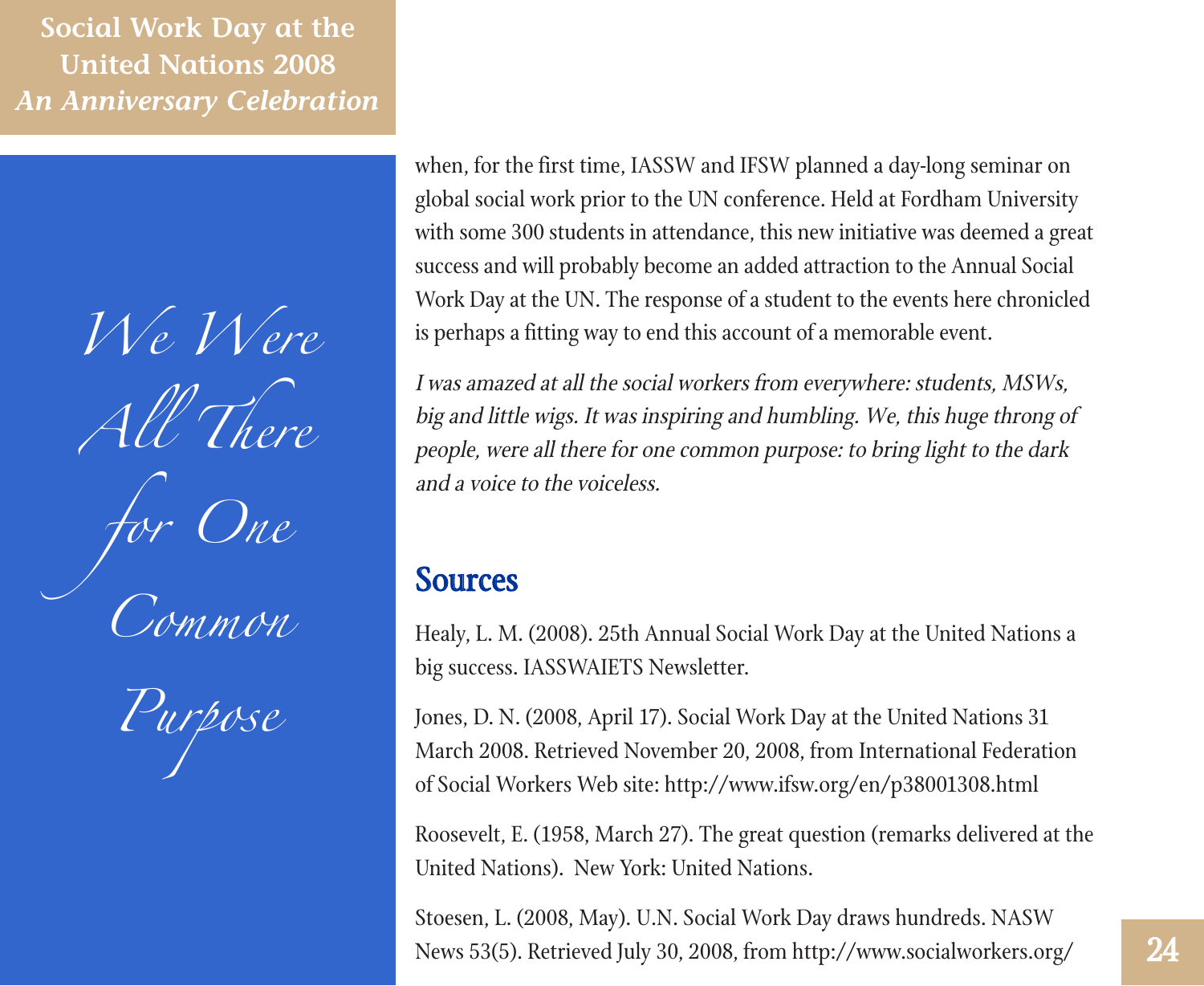*We Were All There for One Common Purpose*

when, for the first time, IASSW and IFSW planned a day-long seminar on global social work prior to the UN conference. Held at Fordham University with some 300 students in attendance, this new initiative was deemed a great success and will probably become an added attraction to the Annual Social Work Day at the UN. The response of a student to the events here chronicled is perhaps a fitting way to end this account of a memorable event.

*I was amazed at all the social workers from everywhere: students, MSWs, big and little wigs. It was inspiring and humbling. We, this huge throng of people, were all there for one common purpose: to bring light to the dark and a voice to the voiceless.*

## Sources

Healy, L. M. (2008). 25th Annual Social Work Day at the United Nations a big success. IASSWAIETS Newsletter.

Jones, D. N. (2008, April 17). Social Work Day at the United Nations 31 March 2008. Retrieved November 20, 2008, from International Federation of Social Workers Web site: http://www.ifsw.org/en/p38001308.html

Roosevelt, E. (1958, March 27). The great question (remarks delivered at the United Nations). New York: United Nations.

Stoesen, L. (2008, May). U.N. Social Work Day draws hundreds. NASW News 53(5). Retrieved July 30, 2008, from http://www.socialworkers.org/